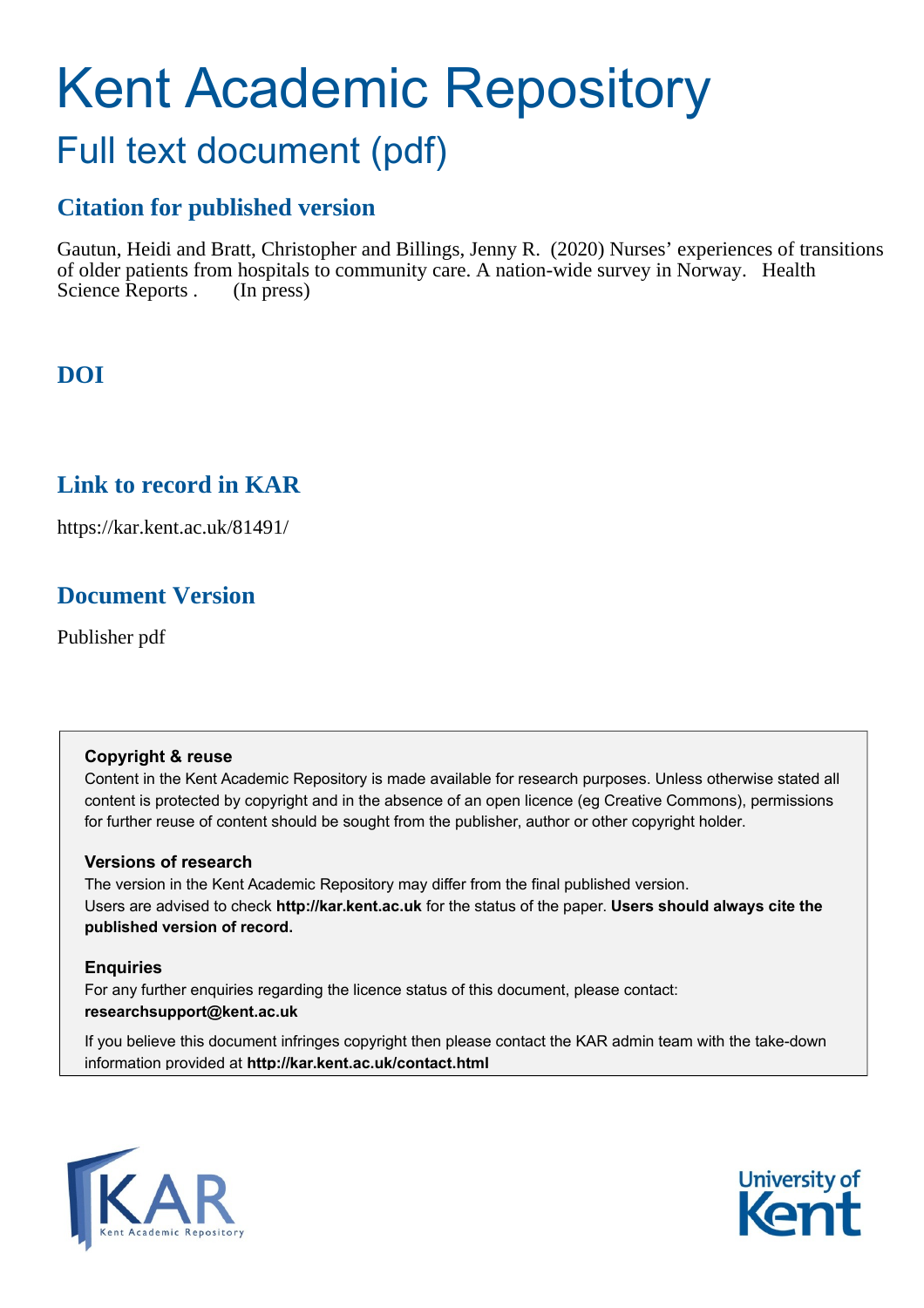# Kent Academic Repository

## Full text document (pdf)

### Citation for published version

Gautun, Heidi and Bratt, Christopher and Billings, Jenny R. (2020) Nurses' experiences of transitions of older patients from hospitals to community care. A nation-wide survey in Norway. Health Science Reports . (In press)

### DOI

### Link to record in KAR

https://kar.kent.ac.uk/81491/

### Document Version

Publisher pdf

**Copyright & reuse**

Content in the Kent Academic Repository is made available for research purposes. Unless otherwise stated all content is protected by copyright and in the absence of an open licence (eg Creative Commons), permissions for further reuse of content should be sought from the publisher, author or other copyright holder.

**Versions of research**

The version in the Kent Academic Repository may differ from the final published version. Users are advised to check **http://kar.kent.ac.uk** for the status of the paper. **Users should always cite the published version of record.**

**Enquiries**

For any further enquiries regarding the licence status of this document, please contact: **researchsupport@kent.ac.uk**

If you believe this document infringes copyright then please contact the KAR admin team with the take-down information provided at **http://kar.kent.ac.uk/contact.html**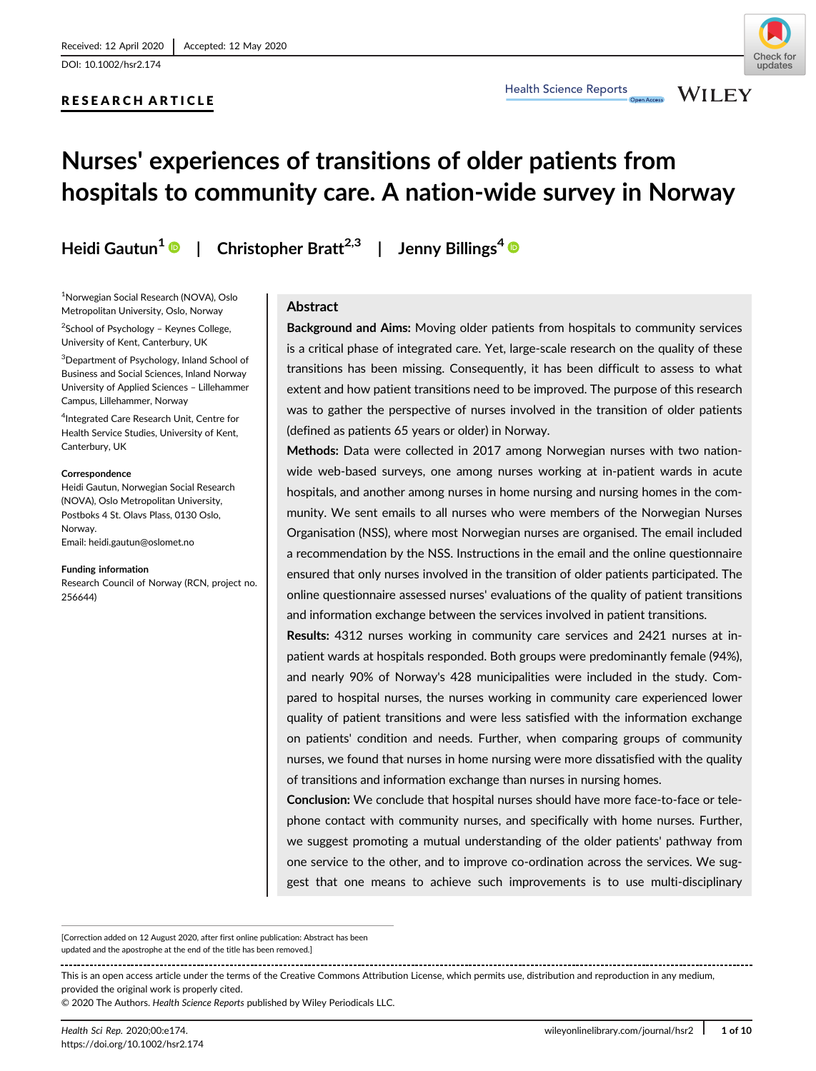Received: 12 April 2020 | Accepted: 12 May 2020

DOI: 10.1002/hsr2.174

**RESEARCH ARTICLE**

# Nurses' experiences of transitions of older patients from hospitals to community care. A nation-wide survey in Norway

**Heidi Gautun**[1] | **Christopher Bratt**[2,3] | **Jenny Billings**[4]

[1]Norwegian Social Research (NOVA), Oslo Metropolitan University, Oslo, Norway

[2]School of Psychology – Keynes College, University of Kent, Canterbury, UK

[3]Department of Psychology, Inland School of Business and Social Sciences, Inland Norway University of Applied Sciences – Lillehammer Campus, Lillehammer, Norway

[4]Integrated Care Research Unit, Centre for Health Service Studies, University of Kent, Canterbury, UK

**Correspondence**

Heidi Gautun, Norwegian Social Research (NOVA), Oslo Metropolitan University, Postboks 4 St. Olavs Plass, 0130 Oslo, Norway.

Email: heidi.gautun@oslomet.no

**Funding information**

Research Council of Norway (RCN, project no. 256644)

## Abstract

**Background and Aims:** Moving older patients from hospitals to community services is a critical phase of integrated care. Yet, large-scale research on the quality of these transitions has been missing. Consequently, it has been difficult to assess to what extent and how patient transitions need to be improved. The purpose of this research was to gather the perspective of nurses involved in the transition of older patients (defined as patients 65 years or older) in Norway.

**Methods:** Data were collected in 2017 among Norwegian nurses with two nation-wide web-based surveys, one among nurses working at in-patient wards in acute hospitals, and another among nurses in home nursing and nursing homes in the community. We sent emails to all nurses who were members of the Norwegian Nurses Organisation (NSS), where most Norwegian nurses are organised. The email included a recommendation by the NSS. Instructions in the email and the online questionnaire ensured that only nurses involved in the transition of older patients participated. The online questionnaire assessed nurses' evaluations of the quality of patient transitions and information exchange between the services involved in patient transitions.

**Results:** 4312 nurses working in community care services and 2421 nurses at in-patient wards at hospitals responded. Both groups were predominantly female (94%), and nearly 90% of Norway's 428 municipalities were included in the study. Compared to hospital nurses, the nurses working in community care experienced lower quality of patient transitions and were less satisfied with the information exchange on patients' condition and needs. Further, when comparing groups of community nurses, we found that nurses in home nursing were more dissatisfied with the quality of transitions and information exchange than nurses in nursing homes.

**Conclusion:** We conclude that hospital nurses should have more face-to-face or telephone contact with community nurses, and specifically with home nurses. Further, we suggest promoting a mutual understanding of the older patients' pathway from one service to the other, and to improve co-ordination across the services. We suggest that one means to achieve such improvements is to use multi-disciplinary

[Correction added on 12 August 2020, after first online publication: Abstract has been updated and the apostrophe at the end of the title has been removed.]

This is an open access article under the terms of the Creative Commons Attribution License, which permits use, distribution and reproduction in any medium, provided the original work is properly cited.

© 2020 The Authors. *Health Science Reports* published by Wiley Periodicals LLC.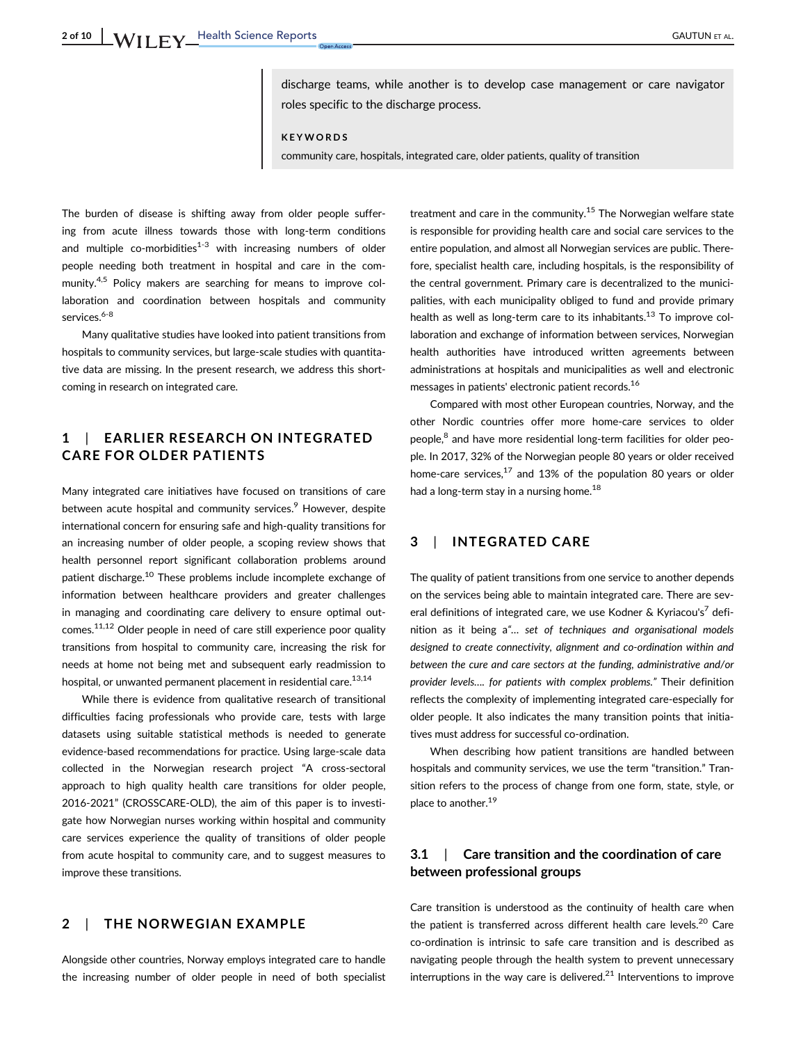discharge teams, while another is to develop case management or care navigator roles specific to the discharge process.

**KEYWORDS**

community care, hospitals, integrated care, older patients, quality of transition

The burden of disease is shifting away from older people suffering from acute illness towards those with long-term conditions and multiple co-morbidities[1-3] with increasing numbers of older people needing both treatment in hospital and care in the community.[4,5] Policy makers are searching for means to improve collaboration and coordination between hospitals and community services.[6-8]

Many qualitative studies have looked into patient transitions from hospitals to community services, but large-scale studies with quantitative data are missing. In the present research, we address this shortcoming in research on integrated care.

## 1 | EARLIER RESEARCH ON INTEGRATED CARE FOR OLDER PATIENTS

Many integrated care initiatives have focused on transitions of care between acute hospital and community services.[9] However, despite international concern for ensuring safe and high-quality transitions for an increasing number of older people, a scoping review shows that health personnel report significant collaboration problems around patient discharge.[10] These problems include incomplete exchange of information between healthcare providers and greater challenges in managing and coordinating care delivery to ensure optimal outcomes.[11,12] Older people in need of care still experience poor quality transitions from hospital to community care, increasing the risk for needs at home not being met and subsequent early readmission to hospital, or unwanted permanent placement in residential care.[13,14]

While there is evidence from qualitative research of transitional difficulties facing professionals who provide care, tests with large datasets using suitable statistical methods is needed to generate evidence-based recommendations for practice. Using large-scale data collected in the Norwegian research project "A cross-sectoral approach to high quality health care transitions for older people, 2016-2021" (CROSSCARE-OLD), the aim of this paper is to investigate how Norwegian nurses working within hospital and community care services experience the quality of transitions of older people from acute hospital to community care, and to suggest measures to improve these transitions.

## 2 | THE NORWEGIAN EXAMPLE

Alongside other countries, Norway employs integrated care to handle the increasing number of older people in need of both specialist treatment and care in the community.[15] The Norwegian welfare state is responsible for providing health care and social care services to the entire population, and almost all Norwegian services are public. Therefore, specialist health care, including hospitals, is the responsibility of the central government. Primary care is decentralized to the municipalities, with each municipality obliged to fund and provide primary health as well as long-term care to its inhabitants.[13] To improve collaboration and exchange of information between services, Norwegian health authorities have introduced written agreements between administrations at hospitals and municipalities as well and electronic messages in patients' electronic patient records.[16]

Compared with most other European countries, Norway, and the other Nordic countries offer more home-care services to older people,[8] and have more residential long-term facilities for older people. In 2017, 32% of the Norwegian people 80 years or older received home-care services,[17] and 13% of the population 80 years or older had a long-term stay in a nursing home.[18]

## 3 | INTEGRATED CARE

The quality of patient transitions from one service to another depends on the services being able to maintain integrated care. There are several definitions of integrated care, we use Kodner & Kyriacou's[7] definition as it being a*"… set of techniques and organisational models designed to create connectivity, alignment and co-ordination within and between the cure and care sectors at the funding, administrative and/or provider levels…. for patients with complex problems."* Their definition reflects the complexity of implementing integrated care-especially for older people. It also indicates the many transition points that initiatives must address for successful co-ordination.

When describing how patient transitions are handled between hospitals and community services, we use the term "transition." Transition refers to the process of change from one form, state, style, or place to another.[19]

### 3.1 | Care transition and the coordination of care between professional groups

Care transition is understood as the continuity of health care when the patient is transferred across different health care levels.[20] Care co-ordination is intrinsic to safe care transition and is described as navigating people through the health system to prevent unnecessary interruptions in the way care is delivered.[21] Interventions to improve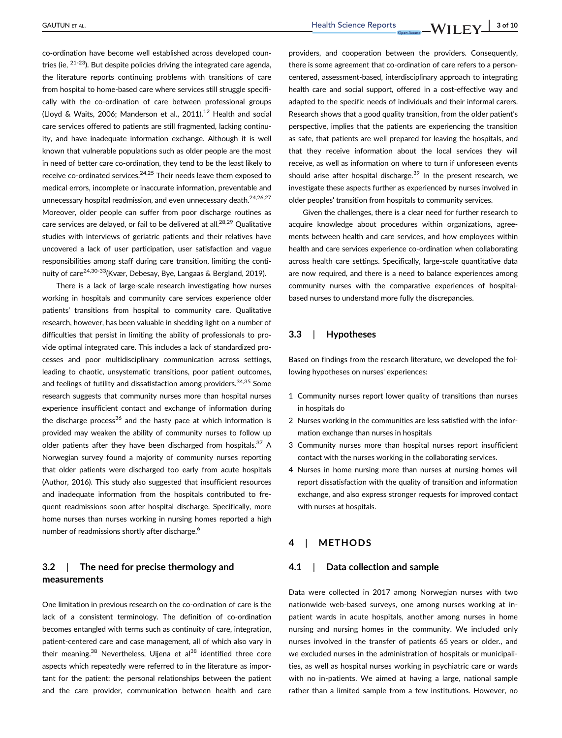co-ordination have become well established across developed countries (ie, [21-23]). But despite policies driving the integrated care agenda, the literature reports continuing problems with transitions of care from hospital to home-based care where services still struggle specifically with the co-ordination of care between professional groups (Lloyd & Waits, 2006; Manderson et al., 2011).[12] Health and social care services offered to patients are still fragmented, lacking continuity, and have inadequate information exchange. Although it is well known that vulnerable populations such as older people are the most in need of better care co-ordination, they tend to be the least likely to receive co-ordinated services.[24,25] Their needs leave them exposed to medical errors, incomplete or inaccurate information, preventable and unnecessary hospital readmission, and even unnecessary death.[24,26,27] Moreover, older people can suffer from poor discharge routines as care services are delayed, or fail to be delivered at all.[28,29] Qualitative studies with interviews of geriatric patients and their relatives have uncovered a lack of user participation, user satisfaction and vague responsibilities among staff during care transition, limiting the continuity of care[24,30-33](Kvær, Debesay, Bye, Langaas & Bergland, 2019).

There is a lack of large-scale research investigating how nurses working in hospitals and community care services experience older patients' transitions from hospital to community care. Qualitative research, however, has been valuable in shedding light on a number of difficulties that persist in limiting the ability of professionals to provide optimal integrated care. This includes a lack of standardized processes and poor multidisciplinary communication across settings, leading to chaotic, unsystematic transitions, poor patient outcomes, and feelings of futility and dissatisfaction among providers.[34,35] Some research suggests that community nurses more than hospital nurses experience insufficient contact and exchange of information during the discharge process[36] and the hasty pace at which information is provided may weaken the ability of community nurses to follow up older patients after they have been discharged from hospitals.[37] A Norwegian survey found a majority of community nurses reporting that older patients were discharged too early from acute hospitals (Author, 2016). This study also suggested that insufficient resources and inadequate information from the hospitals contributed to frequent readmissions soon after hospital discharge. Specifically, more home nurses than nurses working in nursing homes reported a high number of readmissions shortly after discharge.[6]

### 3.2 | The need for precise thermology and measurements

One limitation in previous research on the co-ordination of care is the lack of a consistent terminology. The definition of co-ordination becomes entangled with terms such as continuity of care, integration, patient-centered care and case management, all of which also vary in their meaning.[38] Nevertheless, Uijena et al[38] identified three core aspects which repeatedly were referred to in the literature as important for the patient: the personal relationships between the patient and the care provider, communication between health and care providers, and cooperation between the providers. Consequently, there is some agreement that co-ordination of care refers to a person-centered, assessment-based, interdisciplinary approach to integrating health care and social support, offered in a cost-effective way and adapted to the specific needs of individuals and their informal carers. Research shows that a good quality transition, from the older patient's perspective, implies that the patients are experiencing the transition as safe, that patients are well prepared for leaving the hospitals, and that they receive information about the local services they will receive, as well as information on where to turn if unforeseen events should arise after hospital discharge.[39] In the present research, we investigate these aspects further as experienced by nurses involved in older peoples' transition from hospitals to community services.

Given the challenges, there is a clear need for further research to acquire knowledge about procedures within organizations, agreements between health and care services, and how employees within health and care services experience co-ordination when collaborating across health care settings. Specifically, large-scale quantitative data are now required, and there is a need to balance experiences among community nurses with the comparative experiences of hospital-based nurses to understand more fully the discrepancies.

### 3.3 | Hypotheses

Based on findings from the research literature, we developed the following hypotheses on nurses' experiences:

1. Community nurses report lower quality of transitions than nurses in hospitals do
2. Nurses working in the communities are less satisfied with the information exchange than nurses in hospitals
3. Community nurses more than hospital nurses report insufficient contact with the nurses working in the collaborating services.
4. Nurses in home nursing more than nurses at nursing homes will report dissatisfaction with the quality of transition and information exchange, and also express stronger requests for improved contact with nurses at hospitals.

## 4 | METHODS

### 4.1 | Data collection and sample

Data were collected in 2017 among Norwegian nurses with two nationwide web-based surveys, one among nurses working at in-patient wards in acute hospitals, another among nurses in home nursing and nursing homes in the community. We included only nurses involved in the transfer of patients 65 years or older., and we excluded nurses in the administration of hospitals or municipalities, as well as hospital nurses working in psychiatric care or wards with no in-patients. We aimed at having a large, national sample rather than a limited sample from a few institutions. However, no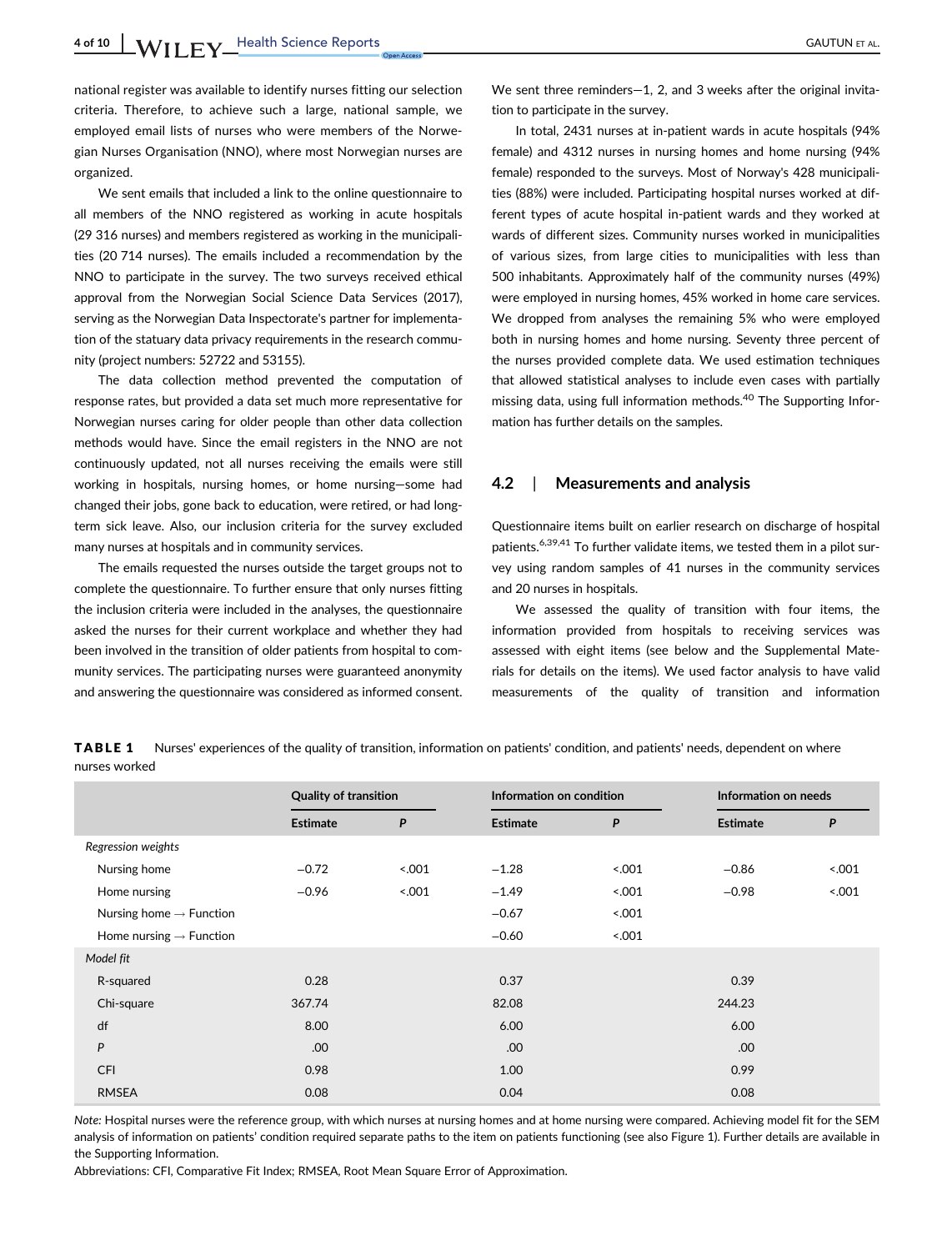national register was available to identify nurses fitting our selection criteria. Therefore, to achieve such a large, national sample, we employed email lists of nurses who were members of the Norwegian Nurses Organisation (NNO), where most Norwegian nurses are organized.

We sent emails that included a link to the online questionnaire to all members of the NNO registered as working in acute hospitals (29 316 nurses) and members registered as working in the municipalities (20 714 nurses). The emails included a recommendation by the NNO to participate in the survey. The two surveys received ethical approval from the Norwegian Social Science Data Services (2017), serving as the Norwegian Data Inspectorate's partner for implementation of the statuary data privacy requirements in the research community (project numbers: 52722 and 53155).

The data collection method prevented the computation of response rates, but provided a data set much more representative for Norwegian nurses caring for older people than other data collection methods would have. Since the email registers in the NNO are not continuously updated, not all nurses receiving the emails were still working in hospitals, nursing homes, or home nursing—some had changed their jobs, gone back to education, were retired, or had long-term sick leave. Also, our inclusion criteria for the survey excluded many nurses at hospitals and in community services.

The emails requested the nurses outside the target groups not to complete the questionnaire. To further ensure that only nurses fitting the inclusion criteria were included in the analyses, the questionnaire asked the nurses for their current workplace and whether they had been involved in the transition of older patients from hospital to community services. The participating nurses were guaranteed anonymity and answering the questionnaire was considered as informed consent. We sent three reminders—1, 2, and 3 weeks after the original invitation to participate in the survey.

In total, 2431 nurses at in-patient wards in acute hospitals (94% female) and 4312 nurses in nursing homes and home nursing (94% female) responded to the surveys. Most of Norway's 428 municipalities (88%) were included. Participating hospital nurses worked at different types of acute hospital in-patient wards and they worked at wards of different sizes. Community nurses worked in municipalities of various sizes, from large cities to municipalities with less than 500 inhabitants. Approximately half of the community nurses (49%) were employed in nursing homes, 45% worked in home care services. We dropped from analyses the remaining 5% who were employed both in nursing homes and home nursing. Seventy three percent of the nurses provided complete data. We used estimation techniques that allowed statistical analyses to include even cases with partially missing data, using full information methods.[40] The Supporting Information has further details on the samples.

## 4.2 | Measurements and analysis

Questionnaire items built on earlier research on discharge of hospital patients.[6,39,41] To further validate items, we tested them in a pilot survey using random samples of 41 nurses in the community services and 20 nurses in hospitals.

We assessed the quality of transition with four items, the information provided from hospitals to receiving services was assessed with eight items (see below and the Supplemental Materials for details on the items). We used factor analysis to have valid measurements of the quality of transition and information

**TABLE 1** Nurses' experiences of the quality of transition, information on patients' condition, and patients' needs, dependent on where nurses worked

| | Quality of transition | | Information on condition | | Information on needs | |
|---|---|---|---|---|---|---|
| | Estimate | *P* | Estimate | *P* | Estimate | *P* |
| *Regression weights* | | | | | | |
| Nursing home | −0.72 | <.001 | −1.28 | <.001 | −0.86 | <.001 |
| Home nursing | −0.96 | <.001 | −1.49 | <.001 | −0.98 | <.001 |
| Nursing home → Function | | | −0.67 | <.001 | | |
| Home nursing → Function | | | −0.60 | <.001 | | |
| *Model fit* | | | | | | |
| R-squared | 0.28 | | 0.37 | | 0.39 | |
| Chi-square | 367.74 | | 82.08 | | 244.23 | |
| df | 8.00 | | 6.00 | | 6.00 | |
| *P* | .00 | | .00 | | .00 | |
| CFI | 0.98 | | 1.00 | | 0.99 | |
| RMSEA | 0.08 | | 0.04 | | 0.08 | |

*Note:* Hospital nurses were the reference group, with which nurses at nursing homes and at home nursing were compared. Achieving model fit for the SEM analysis of information on patients' condition required separate paths to the item on patients functioning (see also Figure 1). Further details are available in the Supporting Information.

Abbreviations: CFI, Comparative Fit Index; RMSEA, Root Mean Square Error of Approximation.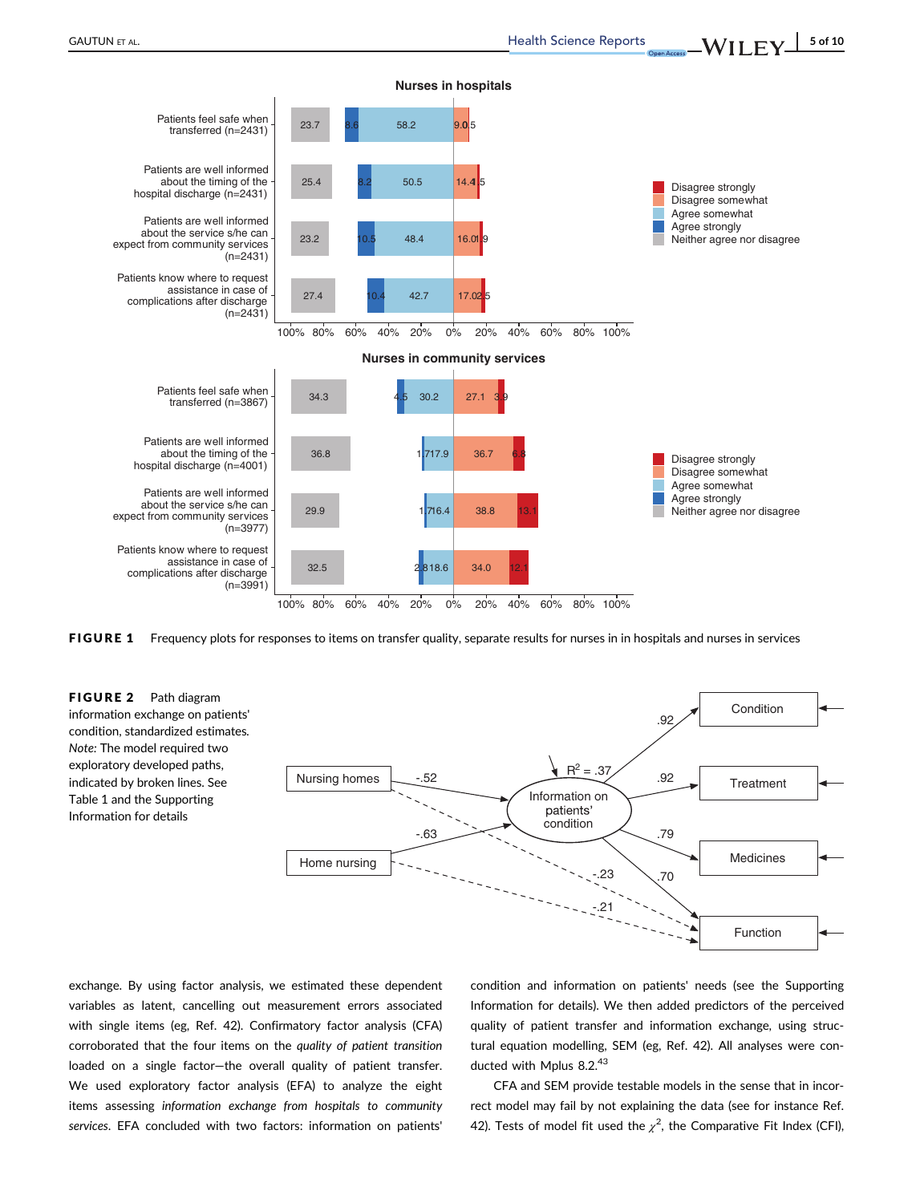**FIGURE 1** Frequency plots for responses to items on transfer quality, separate results for nurses in in hospitals and nurses in services

**FIGURE 2** Path diagram information exchange on patients' condition, standardized estimates. *Note:* The model required two exploratory developed paths, indicated by broken lines. See Table 1 and the Supporting Information for details

exchange. By using factor analysis, we estimated these dependent variables as latent, cancelling out measurement errors associated with single items (eg, Ref. 42). Confirmatory factor analysis (CFA) corroborated that the four items on the *quality of patient transition* loaded on a single factor—the overall quality of patient transfer. We used exploratory factor analysis (EFA) to analyze the eight items assessing *information exchange from hospitals to community services*. EFA concluded with two factors: information on patients' condition and information on patients' needs (see the Supporting Information for details). We then added predictors of the perceived quality of patient transfer and information exchange, using structural equation modelling, SEM (eg, Ref. 42). All analyses were conducted with Mplus 8.2.[43]

CFA and SEM provide testable models in the sense that in incorrect model may fail by not explaining the data (see for instance Ref. 42). Tests of model fit used the $\chi^2$, the Comparative Fit Index (CFI),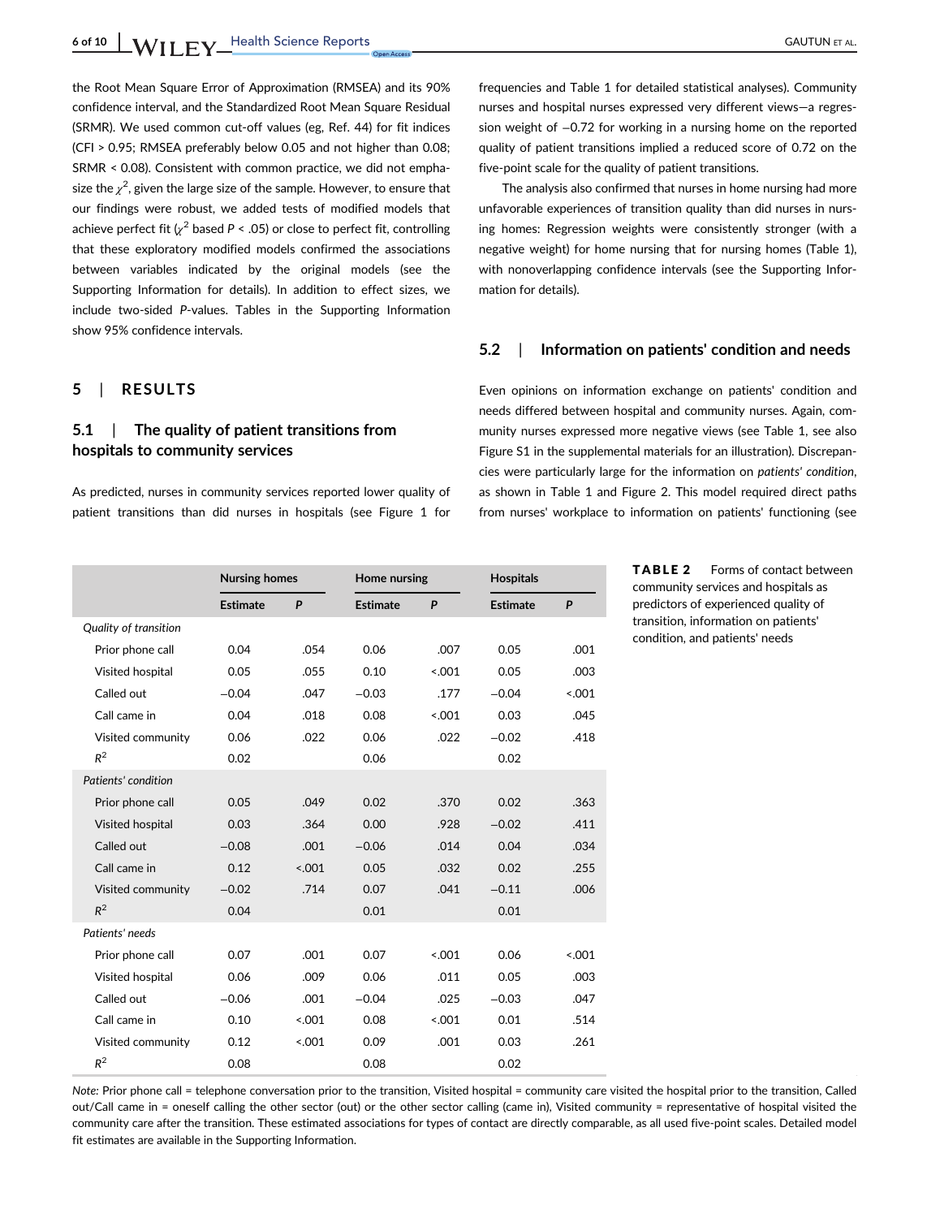the Root Mean Square Error of Approximation (RMSEA) and its 90% confidence interval, and the Standardized Root Mean Square Residual (SRMR). We used common cut-off values (eg, Ref. 44) for fit indices (CFI > 0.95; RMSEA preferably below 0.05 and not higher than 0.08; SRMR < 0.08). Consistent with common practice, we did not emphasize the $\chi^2$, given the large size of the sample. However, to ensure that our findings were robust, we added tests of modified models that achieve perfect fit ($\chi^2$ based $P < .05$) or close to perfect fit, controlling that these exploratory modified models confirmed the associations between variables indicated by the original models (see the Supporting Information for details). In addition to effect sizes, we include two-sided *P*-values. Tables in the Supporting Information show 95% confidence intervals.

# 5 | RESULTS

## 5.1 | The quality of patient transitions from hospitals to community services

As predicted, nurses in community services reported lower quality of patient transitions than did nurses in hospitals (see Figure 1 for frequencies and Table 1 for detailed statistical analyses). Community nurses and hospital nurses expressed very different views—a regression weight of −0.72 for working in a nursing home on the reported quality of patient transitions implied a reduced score of 0.72 on the five-point scale for the quality of patient transitions.

The analysis also confirmed that nurses in home nursing had more unfavorable experiences of transition quality than did nurses in nursing homes: Regression weights were consistently stronger (with a negative weight) for home nursing that for nursing homes (Table 1), with nonoverlapping confidence intervals (see the Supporting Information for details).

## 5.2 | Information on patients' condition and needs

Even opinions on information exchange on patients' condition and needs differed between hospital and community nurses. Again, community nurses expressed more negative views (see Table 1, see also Figure S1 in the supplemental materials for an illustration). Discrepancies were particularly large for the information on *patients' condition*, as shown in Table 1 and Figure 2. This model required direct paths from nurses' workplace to information on patients' functioning (see

**TABLE 2** Forms of contact between community services and hospitals as predictors of experienced quality of transition, information on patients' condition, and patients' needs

| | Nursing homes | | Home nursing | | Hospitals | |
|---|---|---|---|---|---|---|
| | Estimate | P | Estimate | P | Estimate | P |
| *Quality of transition* | | | | | | |
| Prior phone call | 0.04 | .054 | 0.06 | .007 | 0.05 | .001 |
| Visited hospital | 0.05 | .055 | 0.10 | <.001 | 0.05 | .003 |
| Called out | −0.04 | .047 | −0.03 | .177 | −0.04 | <.001 |
| Call came in | 0.04 | .018 | 0.08 | <.001 | 0.03 | .045 |
| Visited community | 0.06 | .022 | 0.06 | .022 | −0.02 | .418 |
| $R^2$ | 0.02 | | 0.06 | | 0.02 | |
| *Patients' condition* | | | | | | |
| Prior phone call | 0.05 | .049 | 0.02 | .370 | 0.02 | .363 |
| Visited hospital | 0.03 | .364 | 0.00 | .928 | −0.02 | .411 |
| Called out | −0.08 | .001 | −0.06 | .014 | 0.04 | .034 |
| Call came in | 0.12 | <.001 | 0.05 | .032 | 0.02 | .255 |
| Visited community | −0.02 | .714 | 0.07 | .041 | −0.11 | .006 |
| $R^2$ | 0.04 | | 0.01 | | 0.01 | |
| *Patients' needs* | | | | | | |
| Prior phone call | 0.07 | .001 | 0.07 | <.001 | 0.06 | <.001 |
| Visited hospital | 0.06 | .009 | 0.06 | .011 | 0.05 | .003 |
| Called out | −0.06 | .001 | −0.04 | .025 | −0.03 | .047 |
| Call came in | 0.10 | <.001 | 0.08 | <.001 | 0.01 | .514 |
| Visited community | 0.12 | <.001 | 0.09 | .001 | 0.03 | .261 |
| $R^2$ | 0.08 | | 0.08 | | 0.02 | |

*Note:* Prior phone call = telephone conversation prior to the transition, Visited hospital = community care visited the hospital prior to the transition, Called out/Call came in = oneself calling the other sector (out) or the other sector calling (came in), Visited community = representative of hospital visited the community care after the transition. These estimated associations for types of contact are directly comparable, as all used five-point scales. Detailed model fit estimates are available in the Supporting Information.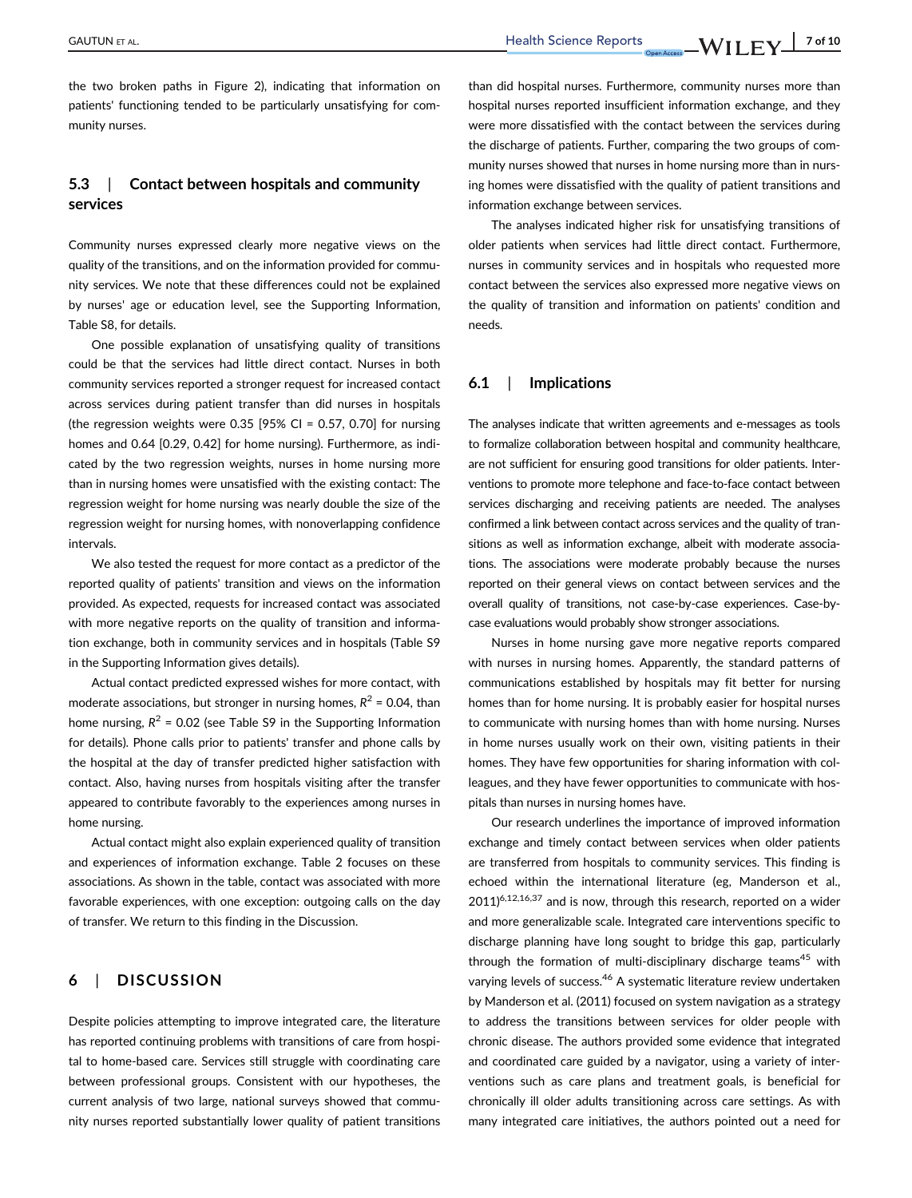the two broken paths in Figure 2), indicating that information on patients' functioning tended to be particularly unsatisfying for community nurses.

### 5.3 | Contact between hospitals and community services

Community nurses expressed clearly more negative views on the quality of the transitions, and on the information provided for community services. We note that these differences could not be explained by nurses' age or education level, see the Supporting Information, Table S8, for details.

One possible explanation of unsatisfying quality of transitions could be that the services had little direct contact. Nurses in both community services reported a stronger request for increased contact across services during patient transfer than did nurses in hospitals (the regression weights were 0.35 [95% CI = 0.57, 0.70] for nursing homes and 0.64 [0.29, 0.42] for home nursing). Furthermore, as indicated by the two regression weights, nurses in home nursing more than in nursing homes were unsatisfied with the existing contact: The regression weight for home nursing was nearly double the size of the regression weight for nursing homes, with nonoverlapping confidence intervals.

We also tested the request for more contact as a predictor of the reported quality of patients' transition and views on the information provided. As expected, requests for increased contact was associated with more negative reports on the quality of transition and information exchange, both in community services and in hospitals (Table S9 in the Supporting Information gives details).

Actual contact predicted expressed wishes for more contact, with moderate associations, but stronger in nursing homes, $R^2$ = 0.04, than home nursing, $R^2$ = 0.02 (see Table S9 in the Supporting Information for details). Phone calls prior to patients' transfer and phone calls by the hospital at the day of transfer predicted higher satisfaction with contact. Also, having nurses from hospitals visiting after the transfer appeared to contribute favorably to the experiences among nurses in home nursing.

Actual contact might also explain experienced quality of transition and experiences of information exchange. Table 2 focuses on these associations. As shown in the table, contact was associated with more favorable experiences, with one exception: outgoing calls on the day of transfer. We return to this finding in the Discussion.

## 6 | DISCUSSION

Despite policies attempting to improve integrated care, the literature has reported continuing problems with transitions of care from hospital to home-based care. Services still struggle with coordinating care between professional groups. Consistent with our hypotheses, the current analysis of two large, national surveys showed that community nurses reported substantially lower quality of patient transitions than did hospital nurses. Furthermore, community nurses more than hospital nurses reported insufficient information exchange, and they were more dissatisfied with the contact between the services during the discharge of patients. Further, comparing the two groups of community nurses showed that nurses in home nursing more than in nursing homes were dissatisfied with the quality of patient transitions and information exchange between services.

The analyses indicated higher risk for unsatisfying transitions of older patients when services had little direct contact. Furthermore, nurses in community services and in hospitals who requested more contact between the services also expressed more negative views on the quality of transition and information on patients' condition and needs.

### 6.1 | Implications

The analyses indicate that written agreements and e-messages as tools to formalize collaboration between hospital and community healthcare, are not sufficient for ensuring good transitions for older patients. Interventions to promote more telephone and face-to-face contact between services discharging and receiving patients are needed. The analyses confirmed a link between contact across services and the quality of transitions as well as information exchange, albeit with moderate associations. The associations were moderate probably because the nurses reported on their general views on contact between services and the overall quality of transitions, not case-by-case experiences. Case-by-case evaluations would probably show stronger associations.

Nurses in home nursing gave more negative reports compared with nurses in nursing homes. Apparently, the standard patterns of communications established by hospitals may fit better for nursing homes than for home nursing. It is probably easier for hospital nurses to communicate with nursing homes than with home nursing. Nurses in home nurses usually work on their own, visiting patients in their homes. They have few opportunities for sharing information with colleagues, and they have fewer opportunities to communicate with hospitals than nurses in nursing homes have.

Our research underlines the importance of improved information exchange and timely contact between services when older patients are transferred from hospitals to community services. This finding is echoed within the international literature (eg, Manderson et al., 2011)[6,12,16,37] and is now, through this research, reported on a wider and more generalizable scale. Integrated care interventions specific to discharge planning have long sought to bridge this gap, particularly through the formation of multi-disciplinary discharge teams[45] with varying levels of success.[46] A systematic literature review undertaken by Manderson et al. (2011) focused on system navigation as a strategy to address the transitions between services for older people with chronic disease. The authors provided some evidence that integrated and coordinated care guided by a navigator, using a variety of interventions such as care plans and treatment goals, is beneficial for chronically ill older adults transitioning across care settings. As with many integrated care initiatives, the authors pointed out a need for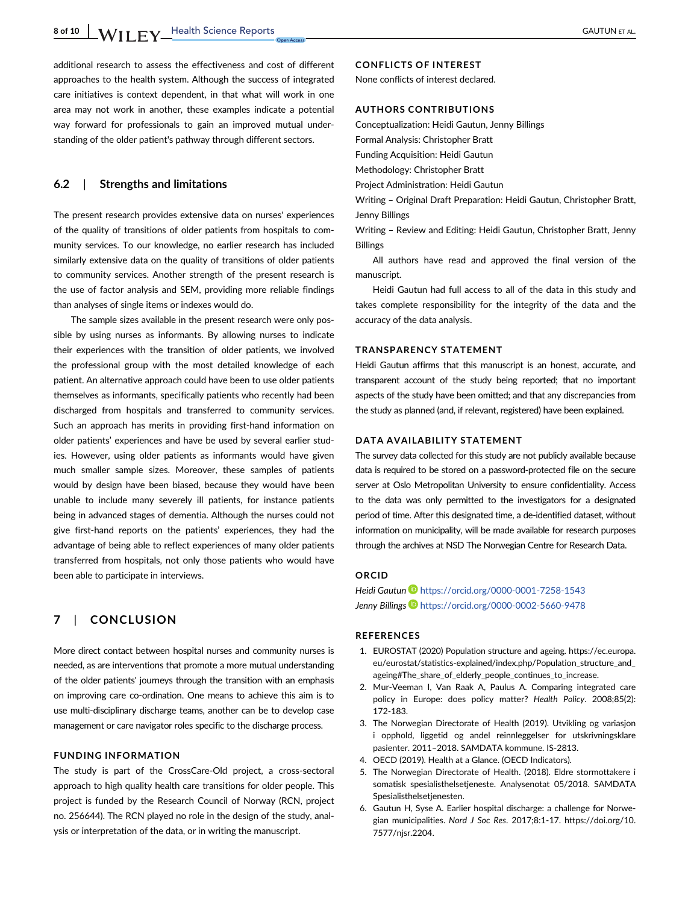additional research to assess the effectiveness and cost of different approaches to the health system. Although the success of integrated care initiatives is context dependent, in that what will work in one area may not work in another, these examples indicate a potential way forward for professionals to gain an improved mutual understanding of the older patient's pathway through different sectors.

### 6.2 | Strengths and limitations

The present research provides extensive data on nurses' experiences of the quality of transitions of older patients from hospitals to community services. To our knowledge, no earlier research has included similarly extensive data on the quality of transitions of older patients to community services. Another strength of the present research is the use of factor analysis and SEM, providing more reliable findings than analyses of single items or indexes would do.

The sample sizes available in the present research were only possible by using nurses as informants. By allowing nurses to indicate their experiences with the transition of older patients, we involved the professional group with the most detailed knowledge of each patient. An alternative approach could have been to use older patients themselves as informants, specifically patients who recently had been discharged from hospitals and transferred to community services. Such an approach has merits in providing first-hand information on older patients' experiences and have be used by several earlier studies. However, using older patients as informants would have given much smaller sample sizes. Moreover, these samples of patients would by design have been biased, because they would have been unable to include many severely ill patients, for instance patients being in advanced stages of dementia. Although the nurses could not give first-hand reports on the patients' experiences, they had the advantage of being able to reflect experiences of many older patients transferred from hospitals, not only those patients who would have been able to participate in interviews.

## 7 | CONCLUSION

More direct contact between hospital nurses and community nurses is needed, as are interventions that promote a more mutual understanding of the older patients' journeys through the transition with an emphasis on improving care co-ordination. One means to achieve this aim is to use multi-disciplinary discharge teams, another can be to develop case management or care navigator roles specific to the discharge process.

### FUNDING INFORMATION

The study is part of the CrossCare-Old project, a cross-sectoral approach to high quality health care transitions for older people. This project is funded by the Research Council of Norway (RCN, project no. 256644). The RCN played no role in the design of the study, analysis or interpretation of the data, or in writing the manuscript.

### CONFLICTS OF INTEREST

None conflicts of interest declared.

### AUTHORS CONTRIBUTIONS

Conceptualization: Heidi Gautun, Jenny Billings
Formal Analysis: Christopher Bratt
Funding Acquisition: Heidi Gautun
Methodology: Christopher Bratt
Project Administration: Heidi Gautun
Writing – Original Draft Preparation: Heidi Gautun, Christopher Bratt, Jenny Billings
Writing – Review and Editing: Heidi Gautun, Christopher Bratt, Jenny Billings

All authors have read and approved the final version of the manuscript.

Heidi Gautun had full access to all of the data in this study and takes complete responsibility for the integrity of the data and the accuracy of the data analysis.

### TRANSPARENCY STATEMENT

Heidi Gautun affirms that this manuscript is an honest, accurate, and transparent account of the study being reported; that no important aspects of the study have been omitted; and that any discrepancies from the study as planned (and, if relevant, registered) have been explained.

### DATA AVAILABILITY STATEMENT

The survey data collected for this study are not publicly available because data is required to be stored on a password-protected file on the secure server at Oslo Metropolitan University to ensure confidentiality. Access to the data was only permitted to the investigators for a designated period of time. After this designated time, a de-identified dataset, without information on municipality, will be made available for research purposes through the archives at NSD The Norwegian Centre for Research Data.

### ORCID

*Heidi Gautun* https://orcid.org/0000-0001-7258-1543
*Jenny Billings* https://orcid.org/0000-0002-5660-9478

### REFERENCES

1. EUROSTAT (2020) Population structure and ageing. https://ec.europa.eu/eurostat/statistics-explained/index.php/Population_structure_and_ageing#The_share_of_elderly_people_continues_to_increase.
2. Mur-Veeman I, Van Raak A, Paulus A. Comparing integrated care policy in Europe: does policy matter? *Health Policy*. 2008;85(2):172-183.
3. The Norwegian Directorate of Health (2019). Utvikling og variasjon i opphold, liggetid og andel reinnleggelser for utskrivningsklare pasienter. 2011–2018. SAMDATA kommune. IS-2813.
4. OECD (2019). Health at a Glance. (OECD Indicators).
5. The Norwegian Directorate of Health. (2018). Eldre stormottakere i somatisk spesialisthelsetjeneste. Analysenotat 05/2018. SAMDATA Spesialisthelsetjenesten.
6. Gautun H, Syse A. Earlier hospital discharge: a challenge for Norwegian municipalities. *Nord J Soc Res*. 2017;8:1-17. https://doi.org/10.7577/njsr.2204.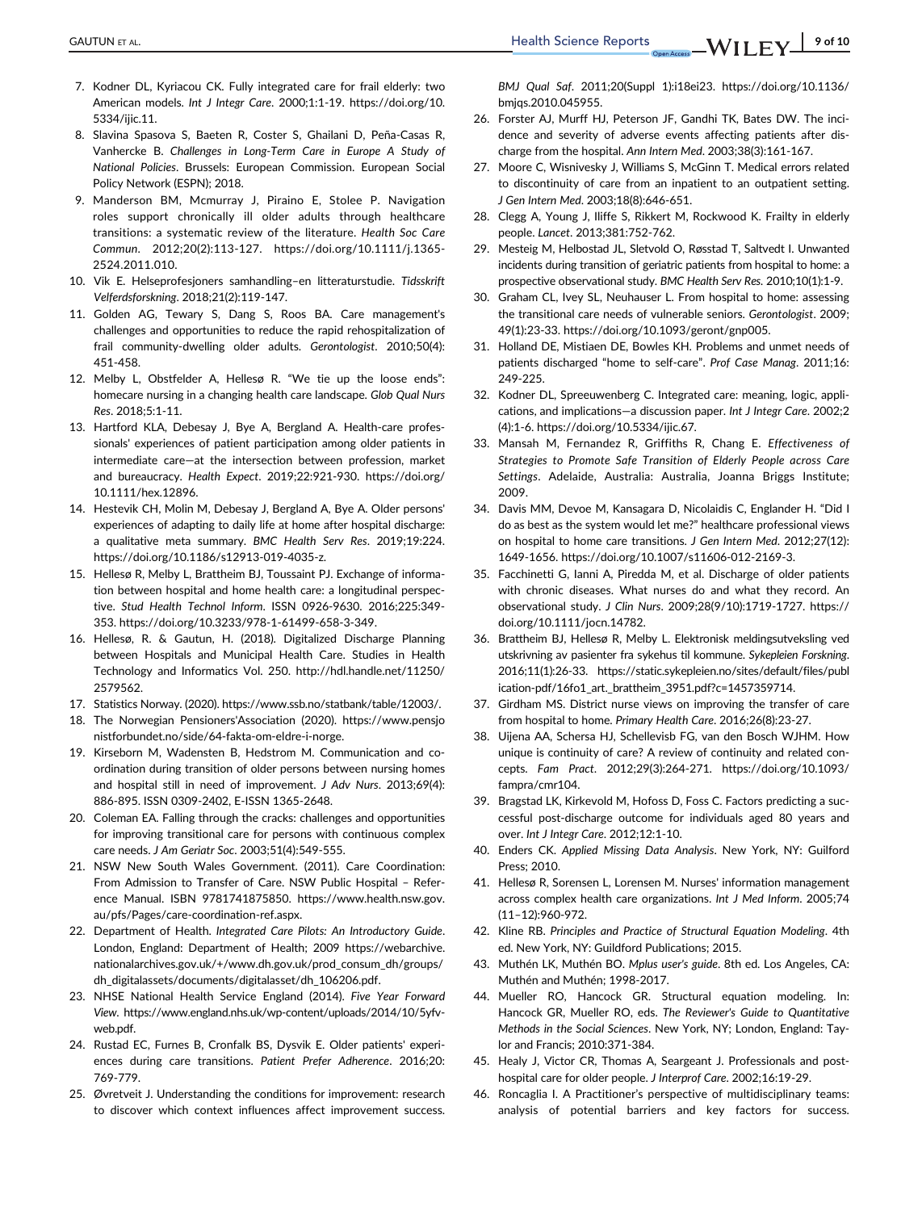7. Kodner DL, Kyriacou CK. Fully integrated care for frail elderly: two American models. *Int J Integr Care*. 2000;1:1-19. https://doi.org/10.5334/ijic.11.
8. Slavina Spasova S, Baeten R, Coster S, Ghailani D, Peña-Casas R, Vanhercke B. *Challenges in Long-Term Care in Europe A Study of National Policies*. Brussels: European Commission. European Social Policy Network (ESPN); 2018.
9. Manderson BM, Mcmurray J, Piraino E, Stolee P. Navigation roles support chronically ill older adults through healthcare transitions: a systematic review of the literature. *Health Soc Care Commun*. 2012;20(2):113-127. https://doi.org/10.1111/j.1365-2524.2011.010.
10. Vik E. Helseprofesjoners samhandling–en litteraturstudie. *Tidsskrift Velferdsforskning*. 2018;21(2):119-147.
11. Golden AG, Tewary S, Dang S, Roos BA. Care management's challenges and opportunities to reduce the rapid rehospitalization of frail community-dwelling older adults. *Gerontologist*. 2010;50(4):451-458.
12. Melby L, Obstfelder A, Hellesø R. "We tie up the loose ends": homecare nursing in a changing health care landscape. *Glob Qual Nurs Res*. 2018;5:1-11.
13. Hartford KLA, Debesay J, Bye A, Bergland A. Health-care professionals' experiences of patient participation among older patients in intermediate care—at the intersection between profession, market and bureaucracy. *Health Expect*. 2019;22:921-930. https://doi.org/10.1111/hex.12896.
14. Hestevik CH, Molin M, Debesay J, Bergland A, Bye A. Older persons' experiences of adapting to daily life at home after hospital discharge: a qualitative meta summary. *BMC Health Serv Res*. 2019;19:224. https://doi.org/10.1186/s12913-019-4035-z.
15. Hellesø R, Melby L, Brattheim BJ, Toussaint PJ. Exchange of information between hospital and home health care: a longitudinal perspective. *Stud Health Technol Inform*. ISSN 0926-9630. 2016;225:349-353. https://doi.org/10.3233/978-1-61499-658-3-349.
16. Hellesø, R. & Gautun, H. (2018). Digitalized Discharge Planning between Hospitals and Municipal Health Care. Studies in Health Technology and Informatics Vol. 250. http://hdl.handle.net/11250/2579562.
17. Statistics Norway. (2020). https://www.ssb.no/statbank/table/12003/.
18. The Norwegian Pensioners'Association (2020). https://www.pensjonistforbundet.no/side/64-fakta-om-eldre-i-norge.
19. Kirseborn M, Wadensten B, Hedstrom M. Communication and coordination during transition of older persons between nursing homes and hospital still in need of improvement. *J Adv Nurs*. 2013;69(4):886-895. ISSN 0309-2402, E-ISSN 1365-2648.
20. Coleman EA. Falling through the cracks: challenges and opportunities for improving transitional care for persons with continuous complex care needs. *J Am Geriatr Soc*. 2003;51(4):549-555.
21. NSW New South Wales Government. (2011). Care Coordination: From Admission to Transfer of Care. NSW Public Hospital – Reference Manual. ISBN 9781741875850. https://www.health.nsw.gov.au/pfs/Pages/care-coordination-ref.aspx.
22. Department of Health. *Integrated Care Pilots: An Introductory Guide*. London, England: Department of Health; 2009 https://webarchive.nationalarchives.gov.uk/+/www.dh.gov.uk/prod_consum_dh/groups/dh_digitalassets/documents/digitalasset/dh_106206.pdf.
23. NHSE National Health Service England (2014). *Five Year Forward View*. https://www.england.nhs.uk/wp-content/uploads/2014/10/5yfv-web.pdf.
24. Rustad EC, Furnes B, Cronfalk BS, Dysvik E. Older patients' experiences during care transitions. *Patient Prefer Adherence*. 2016;20:769-779.
25. Øvretveit J. Understanding the conditions for improvement: research to discover which context influences affect improvement success. *BMJ Qual Saf*. 2011;20(Suppl 1):i18ei23. https://doi.org/10.1136/bmjqs.2010.045955.
26. Forster AJ, Murff HJ, Peterson JF, Gandhi TK, Bates DW. The incidence and severity of adverse events affecting patients after discharge from the hospital. *Ann Intern Med*. 2003;38(3):161-167.
27. Moore C, Wisnivesky J, Williams S, McGinn T. Medical errors related to discontinuity of care from an inpatient to an outpatient setting. *J Gen Intern Med*. 2003;18(8):646-651.
28. Clegg A, Young J, Iliffe S, Rikkert M, Rockwood K. Frailty in elderly people. *Lancet*. 2013;381:752-762.
29. Mesteig M, Helbostad JL, Sletvold O, Røsstad T, Saltvedt I. Unwanted incidents during transition of geriatric patients from hospital to home: a prospective observational study. *BMC Health Serv Res*. 2010;10(1):1-9.
30. Graham CL, Ivey SL, Neuhauser L. From hospital to home: assessing the transitional care needs of vulnerable seniors. *Gerontologist*. 2009;49(1):23-33. https://doi.org/10.1093/geront/gnp005.
31. Holland DE, Mistiaen DE, Bowles KH. Problems and unmet needs of patients discharged "home to self-care". *Prof Case Manag*. 2011;16:249-225.
32. Kodner DL, Spreeuwenberg C. Integrated care: meaning, logic, applications, and implications—a discussion paper. *Int J Integr Care*. 2002;2(4):1-6. https://doi.org/10.5334/ijic.67.
33. Mansah M, Fernandez R, Griffiths R, Chang E. *Effectiveness of Strategies to Promote Safe Transition of Elderly People across Care Settings*. Adelaide, Australia: Australia, Joanna Briggs Institute; 2009.
34. Davis MM, Devoe M, Kansagara D, Nicolaidis C, Englander H. "Did I do as best as the system would let me?" healthcare professional views on hospital to home care transitions. *J Gen Intern Med*. 2012;27(12):1649-1656. https://doi.org/10.1007/s11606-012-2169-3.
35. Facchinetti G, Ianni A, Piredda M, et al. Discharge of older patients with chronic diseases. What nurses do and what they record. An observational study. *J Clin Nurs*. 2009;28(9/10):1719-1727. https://doi.org/10.1111/jocn.14782.
36. Brattheim BJ, Hellesø R, Melby L. Elektronisk meldingsutveksling ved utskrivning av pasienter fra sykehus til kommune. *Sykepleien Forskning*. 2016;11(1):26-33. https://static.sykepleien.no/sites/default/files/publication-pdf/16fo1_art._brattheim_3951.pdf?c=1457359714.
37. Girdham MS. District nurse views on improving the transfer of care from hospital to home. *Primary Health Care*. 2016;26(8):23-27.
38. Uijena AA, Schersa HJ, Schellevisb FG, van den Bosch WJHM. How unique is continuity of care? A review of continuity and related concepts. *Fam Pract*. 2012;29(3):264-271. https://doi.org/10.1093/fampra/cmr104.
39. Bragstad LK, Kirkevold M, Hofoss D, Foss C. Factors predicting a successful post-discharge outcome for individuals aged 80 years and over. *Int J Integr Care*. 2012;12:1-10.
40. Enders CK. *Applied Missing Data Analysis*. New York, NY: Guilford Press; 2010.
41. Hellesø R, Sorensen L, Lorensen M. Nurses' information management across complex health care organizations. *Int J Med Inform*. 2005;74(11–12):960-972.
42. Kline RB. *Principles and Practice of Structural Equation Modeling*. 4th ed. New York, NY: Guildford Publications; 2015.
43. Muthén LK, Muthén BO. *Mplus user's guide*. 8th ed. Los Angeles, CA: Muthén and Muthén; 1998-2017.
44. Mueller RO, Hancock GR. Structural equation modeling. In: Hancock GR, Mueller RO, eds. *The Reviewer's Guide to Quantitative Methods in the Social Sciences*. New York, NY; London, England: Taylor and Francis; 2010:371-384.
45. Healy J, Victor CR, Thomas A, Seargeant J. Professionals and post-hospital care for older people. *J Interprof Care*. 2002;16:19-29.
46. Roncaglia I. A Practitioner's perspective of multidisciplinary teams: analysis of potential barriers and key factors for success.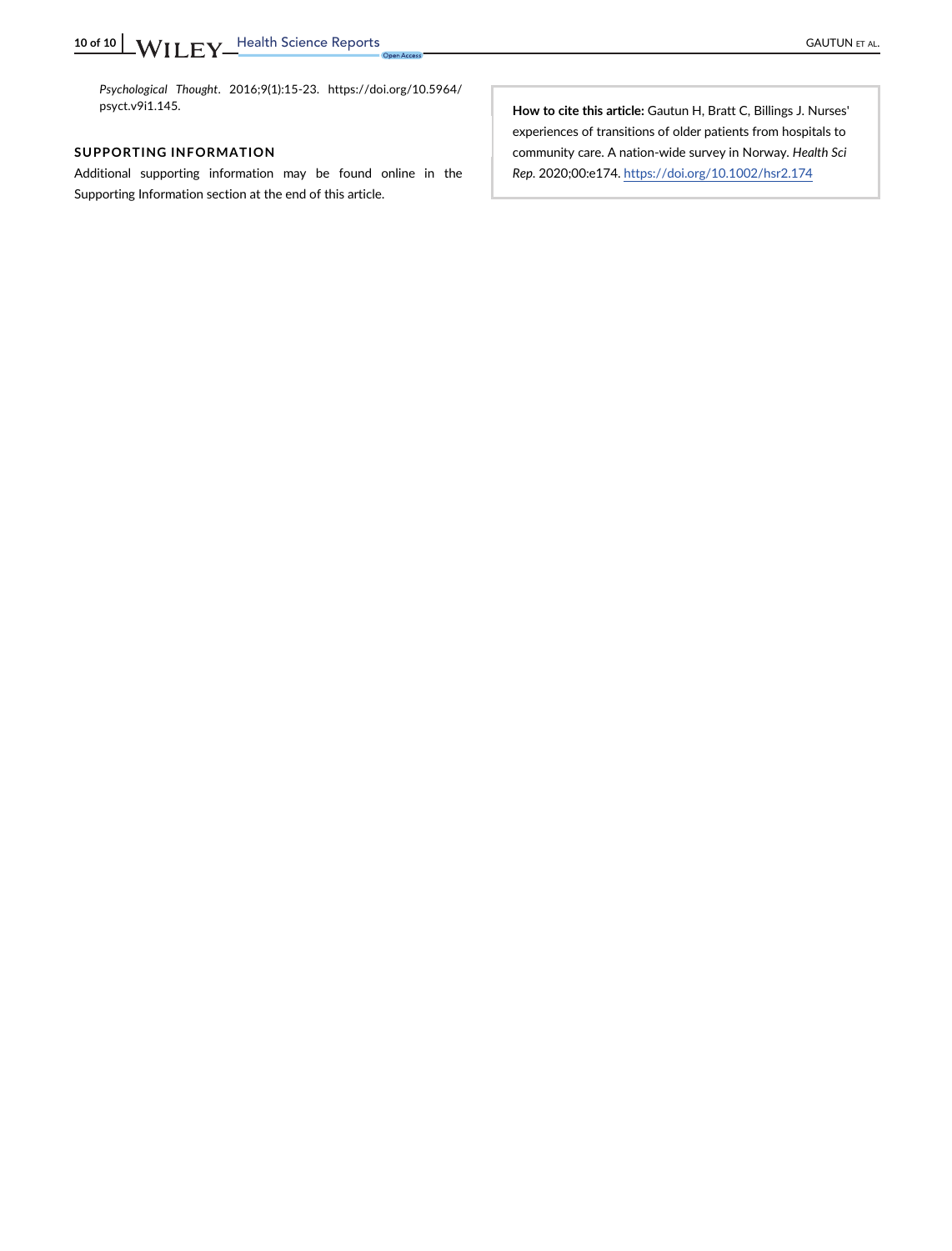*Psychological Thought*. 2016;9(1):15-23. https://doi.org/10.5964/psyct.v9i1.145.

## SUPPORTING INFORMATION

Additional supporting information may be found online in the Supporting Information section at the end of this article.

**How to cite this article:** Gautun H, Bratt C, Billings J. Nurses' experiences of transitions of older patients from hospitals to community care. A nation-wide survey in Norway. *Health Sci Rep*. 2020;00:e174. https://doi.org/10.1002/hsr2.174